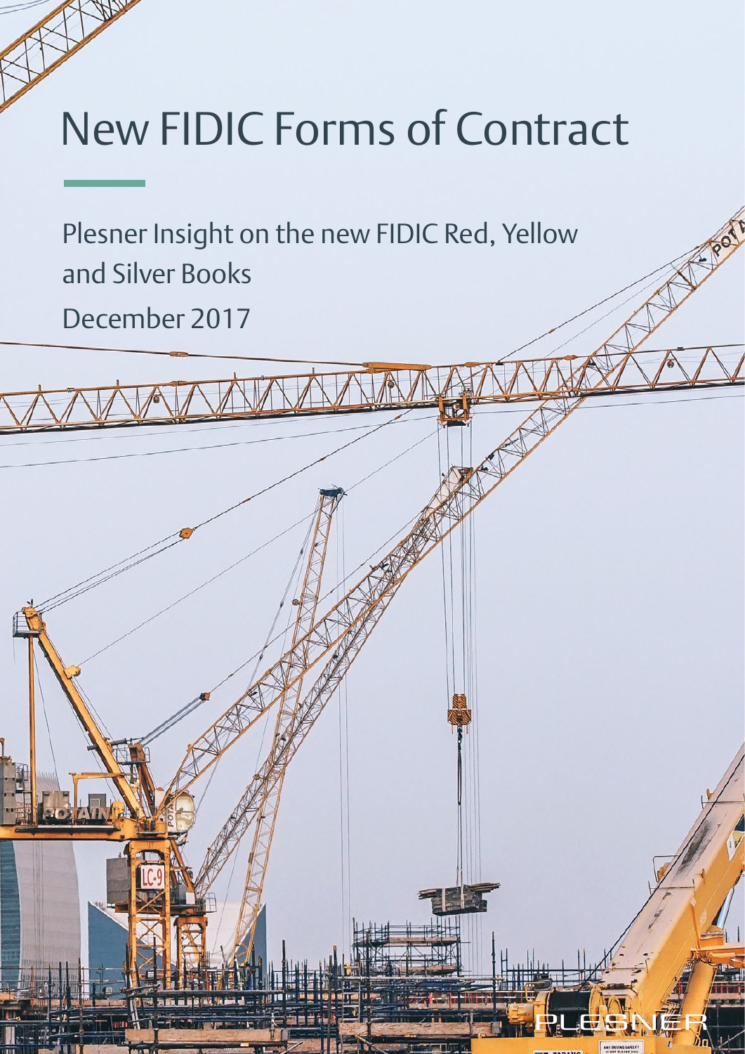# New FIDIC Forms of Contract

Plesner Insight on the new FIDIC Red, Yellow and Silver Books

December 2017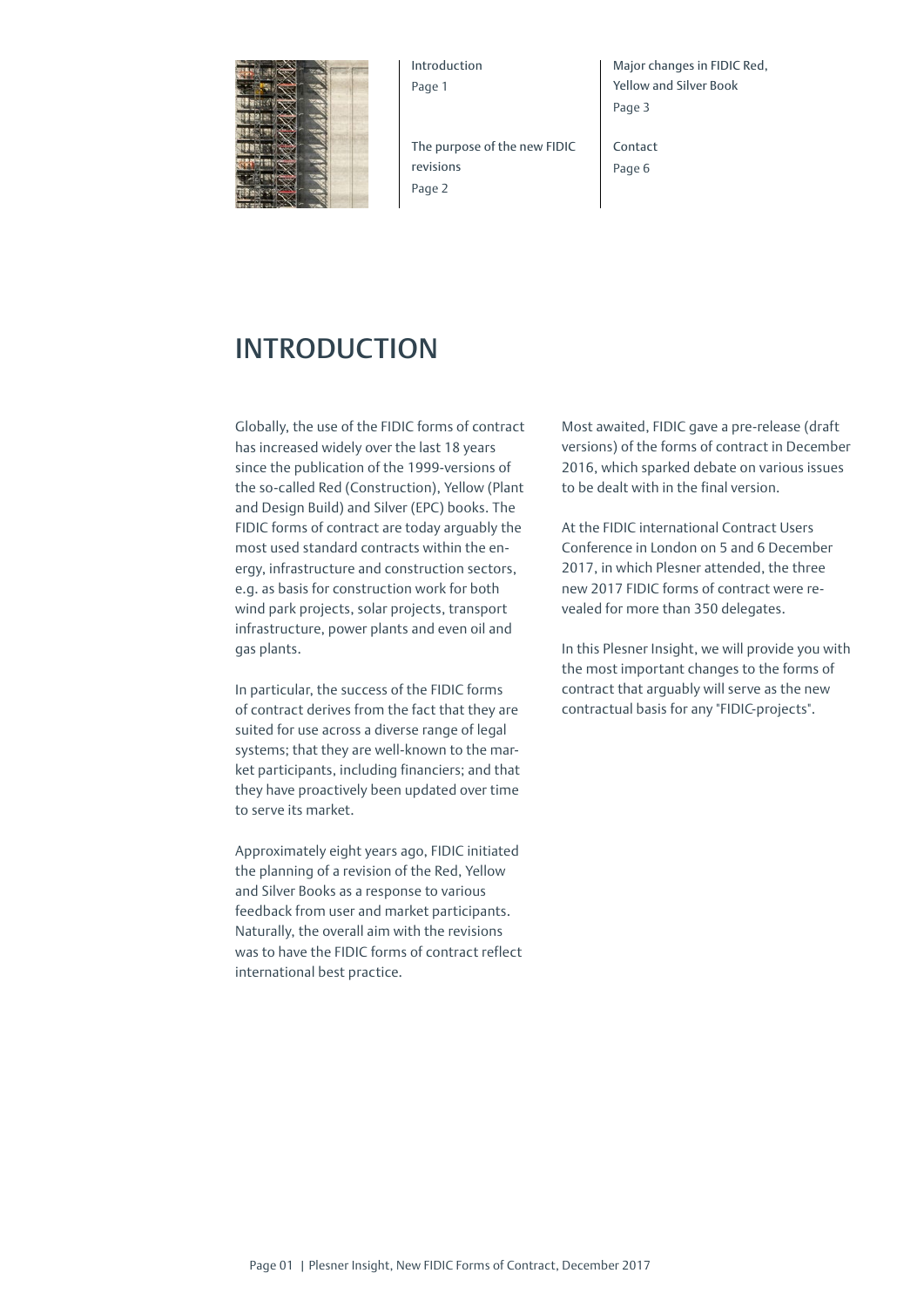Introduction
Page 1

The purpose of the new FIDIC revisions
Page 2

Major changes in FIDIC Red, Yellow and Silver Book
Page 3

Contact
Page 6

# INTRODUCTION

Globally, the use of the FIDIC forms of contract has increased widely over the last 18 years since the publication of the 1999-versions of the so-called Red (Construction), Yellow (Plant and Design Build) and Silver (EPC) books. The FIDIC forms of contract are today arguably the most used standard contracts within the energy, infrastructure and construction sectors, e.g. as basis for construction work for both wind park projects, solar projects, transport infrastructure, power plants and even oil and gas plants.

In particular, the success of the FIDIC forms of contract derives from the fact that they are suited for use across a diverse range of legal systems; that they are well-known to the market participants, including financiers; and that they have proactively been updated over time to serve its market.

Approximately eight years ago, FIDIC initiated the planning of a revision of the Red, Yellow and Silver Books as a response to various feedback from user and market participants. Naturally, the overall aim with the revisions was to have the FIDIC forms of contract reflect international best practice.

Most awaited, FIDIC gave a pre-release (draft versions) of the forms of contract in December 2016, which sparked debate on various issues to be dealt with in the final version.

At the FIDIC international Contract Users Conference in London on 5 and 6 December 2017, in which Plesner attended, the three new 2017 FIDIC forms of contract were revealed for more than 350 delegates.

In this Plesner Insight, we will provide you with the most important changes to the forms of contract that arguably will serve as the new contractual basis for any "FIDIC-projects".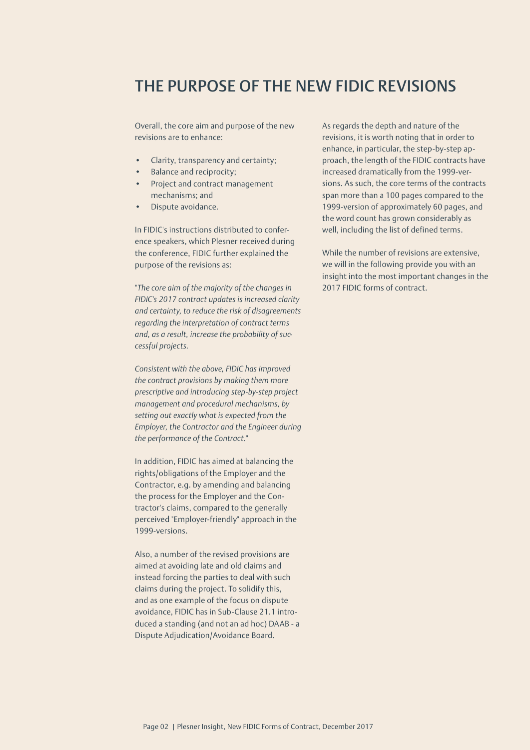# THE PURPOSE OF THE NEW FIDIC REVISIONS

Overall, the core aim and purpose of the new revisions are to enhance:

- Clarity, transparency and certainty;
- Balance and reciprocity;
- Project and contract management mechanisms; and
- Dispute avoidance.

In FIDIC's instructions distributed to conference speakers, which Plesner received during the conference, FIDIC further explained the purpose of the revisions as:

"*The core aim of the majority of the changes in FIDIC's 2017 contract updates is increased clarity and certainty, to reduce the risk of disagreements regarding the interpretation of contract terms and, as a result, increase the probability of successful projects.*

*Consistent with the above, FIDIC has improved the contract provisions by making them more prescriptive and introducing step-by-step project management and procedural mechanisms, by setting out exactly what is expected from the Employer, the Contractor and the Engineer during the performance of the Contract.*"

In addition, FIDIC has aimed at balancing the rights/obligations of the Employer and the Contractor, e.g. by amending and balancing the process for the Employer and the Contractor's claims, compared to the generally perceived "Employer-friendly" approach in the 1999-versions.

Also, a number of the revised provisions are aimed at avoiding late and old claims and instead forcing the parties to deal with such claims during the project. To solidify this, and as one example of the focus on dispute avoidance, FIDIC has in Sub-Clause 21.1 introduced a standing (and not an ad hoc) DAAB - a Dispute Adjudication/Avoidance Board.

As regards the depth and nature of the revisions, it is worth noting that in order to enhance, in particular, the step-by-step approach, the length of the FIDIC contracts have increased dramatically from the 1999-versions. As such, the core terms of the contracts span more than a 100 pages compared to the 1999-version of approximately 60 pages, and the word count has grown considerably as well, including the list of defined terms.

While the number of revisions are extensive, we will in the following provide you with an insight into the most important changes in the 2017 FIDIC forms of contract.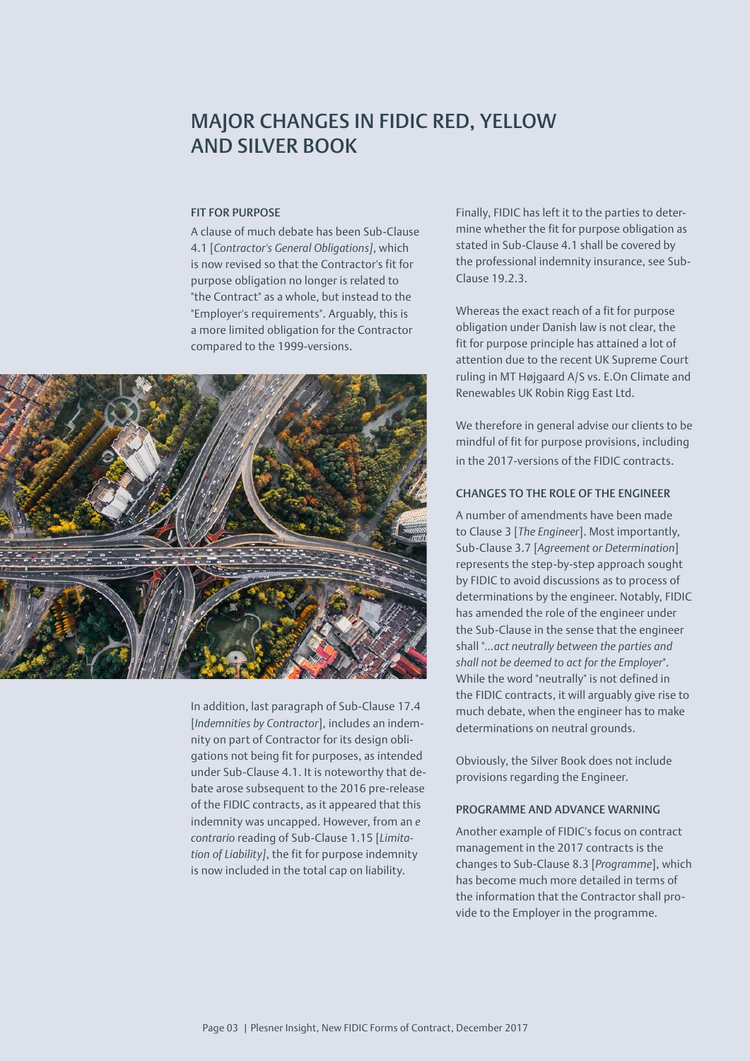# MAJOR CHANGES IN FIDIC RED, YELLOW AND SILVER BOOK

### FIT FOR PURPOSE

A clause of much debate has been Sub-Clause 4.1 [*Contractor's General Obligations]*, which is now revised so that the Contractor's fit for purpose obligation no longer is related to "the Contract" as a whole, but instead to the "Employer's requirements". Arguably, this is a more limited obligation for the Contractor compared to the 1999-versions.

In addition, last paragraph of Sub-Clause 17.4 [*Indemnities by Contractor*], includes an indemnity on part of Contractor for its design obligations not being fit for purposes, as intended under Sub-Clause 4.1. It is noteworthy that debate arose subsequent to the 2016 pre-release of the FIDIC contracts, as it appeared that this indemnity was uncapped. However, from an *e contrario* reading of Sub-Clause 1.15 [*Limitation of Liability]*, the fit for purpose indemnity is now included in the total cap on liability.

Finally, FIDIC has left it to the parties to determine whether the fit for purpose obligation as stated in Sub-Clause 4.1 shall be covered by the professional indemnity insurance, see Sub-Clause 19.2.3.

Whereas the exact reach of a fit for purpose obligation under Danish law is not clear, the fit for purpose principle has attained a lot of attention due to the recent UK Supreme Court ruling in MT Højgaard A/S vs. E.On Climate and Renewables UK Robin Rigg East Ltd.

We therefore in general advise our clients to be mindful of fit for purpose provisions, including in the 2017-versions of the FIDIC contracts.

### CHANGES TO THE ROLE OF THE ENGINEER

A number of amendments have been made to Clause 3 [*The Engineer*]. Most importantly, Sub-Clause 3.7 [*Agreement or Determination*] represents the step-by-step approach sought by FIDIC to avoid discussions as to process of determinations by the engineer. Notably, FIDIC has amended the role of the engineer under the Sub-Clause in the sense that the engineer shall "*...act neutrally between the parties and shall not be deemed to act for the Employer*". While the word "neutrally" is not defined in the FIDIC contracts, it will arguably give rise to much debate, when the engineer has to make determinations on neutral grounds.

Obviously, the Silver Book does not include provisions regarding the Engineer.

### PROGRAMME AND ADVANCE WARNING

Another example of FIDIC's focus on contract management in the 2017 contracts is the changes to Sub-Clause 8.3 [*Programme*], which has become much more detailed in terms of the information that the Contractor shall provide to the Employer in the programme.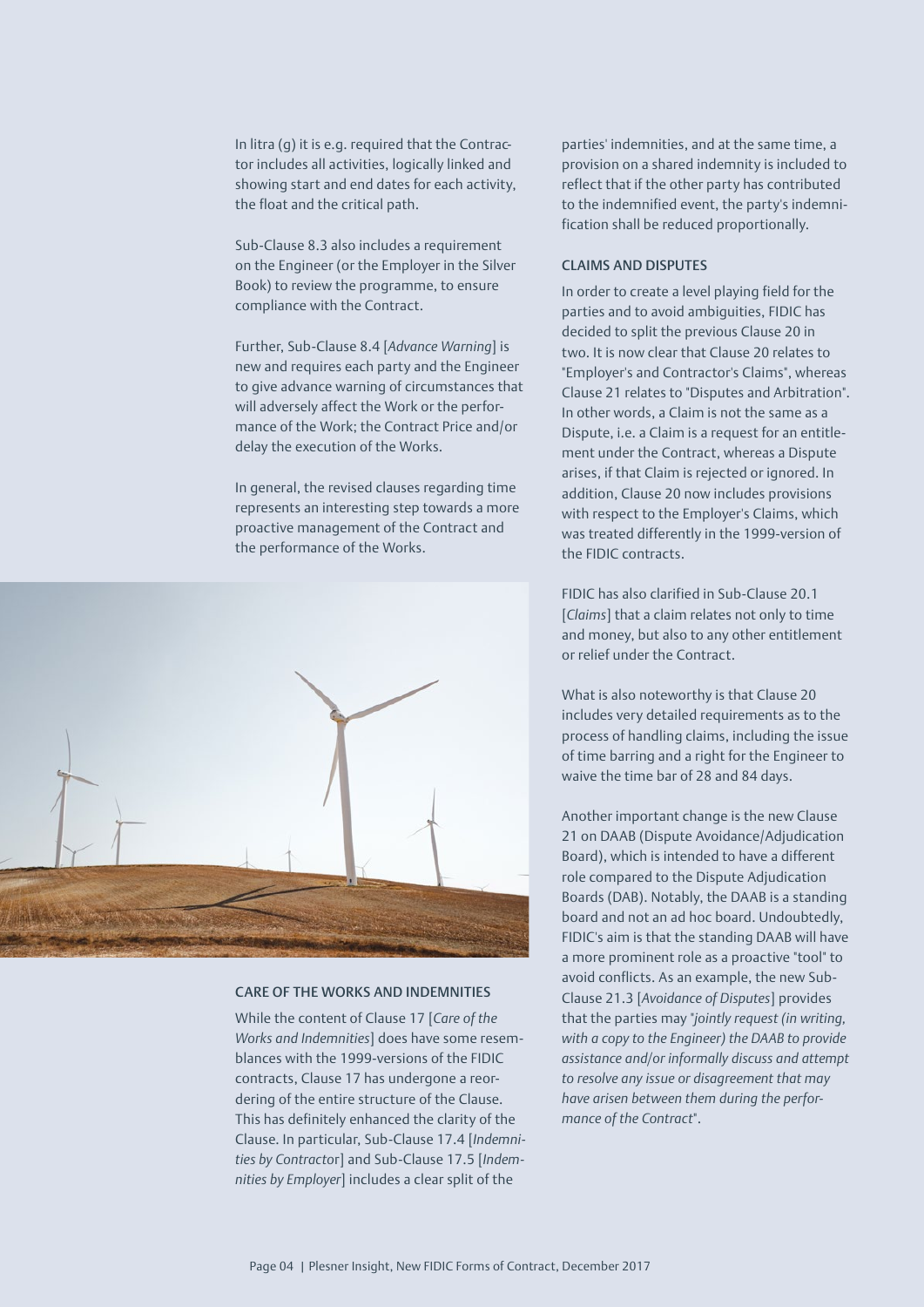In litra (g) it is e.g. required that the Contractor includes all activities, logically linked and showing start and end dates for each activity, the float and the critical path.

Sub-Clause 8.3 also includes a requirement on the Engineer (or the Employer in the Silver Book) to review the programme, to ensure compliance with the Contract.

Further, Sub-Clause 8.4 [*Advance Warning*] is new and requires each party and the Engineer to give advance warning of circumstances that will adversely affect the Work or the performance of the Work; the Contract Price and/or delay the execution of the Works.

In general, the revised clauses regarding time represents an interesting step towards a more proactive management of the Contract and the performance of the Works.

### CARE OF THE WORKS AND INDEMNITIES

While the content of Clause 17 [*Care of the Works and Indemnities*] does have some resemblances with the 1999-versions of the FIDIC contracts, Clause 17 has undergone a reordering of the entire structure of the Clause. This has definitely enhanced the clarity of the Clause. In particular, Sub-Clause 17.4 [*Indemnities by Contractor*] and Sub-Clause 17.5 [*Indemnities by Employer*] includes a clear split of the parties' indemnities, and at the same time, a provision on a shared indemnity is included to reflect that if the other party has contributed to the indemnified event, the party's indemnification shall be reduced proportionally.

### CLAIMS AND DISPUTES

In order to create a level playing field for the parties and to avoid ambiguities, FIDIC has decided to split the previous Clause 20 in two. It is now clear that Clause 20 relates to "Employer's and Contractor's Claims", whereas Clause 21 relates to "Disputes and Arbitration". In other words, a Claim is not the same as a Dispute, i.e. a Claim is a request for an entitlement under the Contract, whereas a Dispute arises, if that Claim is rejected or ignored. In addition, Clause 20 now includes provisions with respect to the Employer's Claims, which was treated differently in the 1999-version of the FIDIC contracts.

FIDIC has also clarified in Sub-Clause 20.1 [*Claims*] that a claim relates not only to time and money, but also to any other entitlement or relief under the Contract.

What is also noteworthy is that Clause 20 includes very detailed requirements as to the process of handling claims, including the issue of time barring and a right for the Engineer to waive the time bar of 28 and 84 days.

Another important change is the new Clause 21 on DAAB (Dispute Avoidance/Adjudication Board), which is intended to have a different role compared to the Dispute Adjudication Boards (DAB). Notably, the DAAB is a standing board and not an ad hoc board. Undoubtedly, FIDIC's aim is that the standing DAAB will have a more prominent role as a proactive "tool" to avoid conflicts. As an example, the new Sub-Clause 21.3 [*Avoidance of Disputes*] provides that the parties may "*jointly request (in writing, with a copy to the Engineer) the DAAB to provide assistance and/or informally discuss and attempt to resolve any issue or disagreement that may have arisen between them during the performance of the Contract*".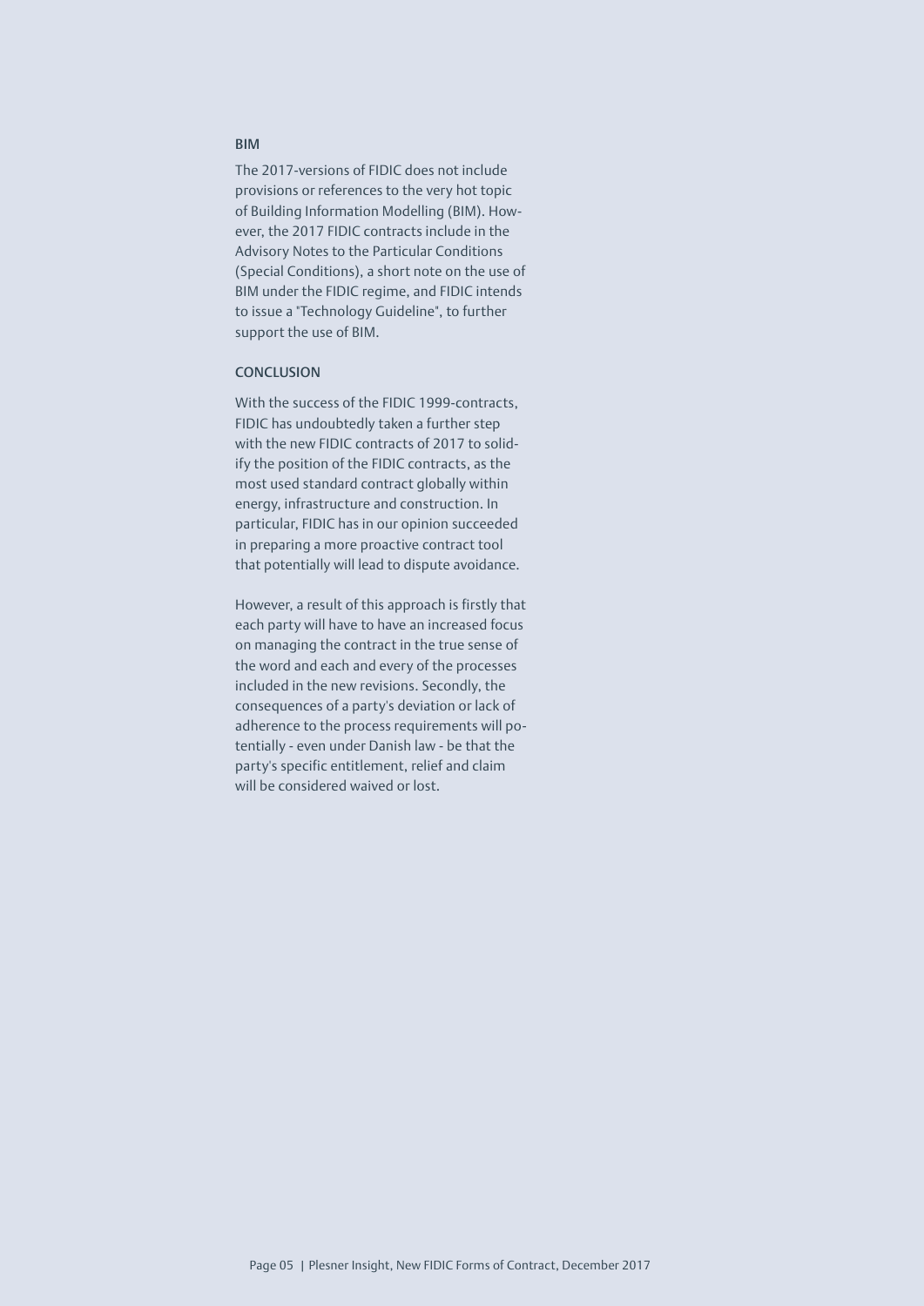## BIM

The 2017-versions of FIDIC does not include provisions or references to the very hot topic of Building Information Modelling (BIM). However, the 2017 FIDIC contracts include in the Advisory Notes to the Particular Conditions (Special Conditions), a short note on the use of BIM under the FIDIC regime, and FIDIC intends to issue a "Technology Guideline", to further support the use of BIM.

## CONCLUSION

With the success of the FIDIC 1999-contracts, FIDIC has undoubtedly taken a further step with the new FIDIC contracts of 2017 to solidify the position of the FIDIC contracts, as the most used standard contract globally within energy, infrastructure and construction. In particular, FIDIC has in our opinion succeeded in preparing a more proactive contract tool that potentially will lead to dispute avoidance.

However, a result of this approach is firstly that each party will have to have an increased focus on managing the contract in the true sense of the word and each and every of the processes included in the new revisions. Secondly, the consequences of a party's deviation or lack of adherence to the process requirements will potentially - even under Danish law - be that the party's specific entitlement, relief and claim will be considered waived or lost.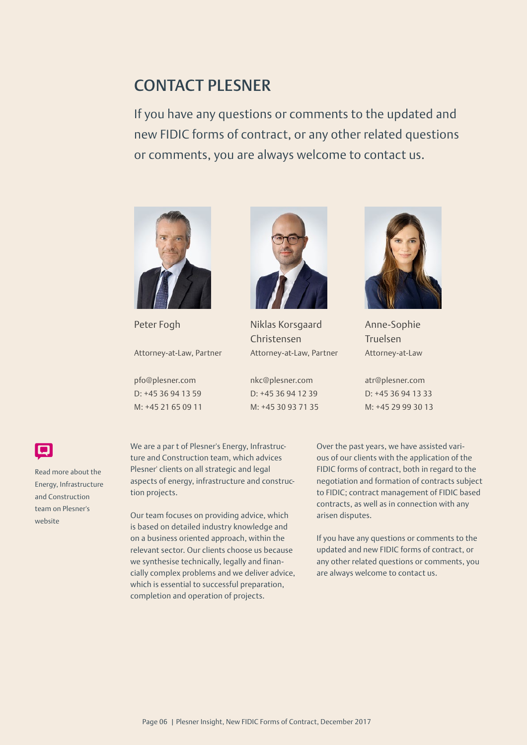## CONTACT PLESNER

If you have any questions or comments to the updated and new FIDIC forms of contract, or any other related questions or comments, you are always welcome to contact us.

Peter Fogh

Attorney-at-Law, Partner

pfo@plesner.com
D: +45 36 94 13 59
M: +45 21 65 09 11

Niklas Korsgaard Christensen

Attorney-at-Law, Partner

nkc@plesner.com
D: +45 36 94 12 39
M: +45 30 93 71 35

Anne-Sophie Truelsen

Attorney-at-Law

atr@plesner.com
D: +45 36 94 13 33
M: +45 29 99 30 13

Read more about the Energy, Infrastructure and Construction team on Plesner's website

We are a par t of Plesner's Energy, Infrastructure and Construction team, which advices Plesner' clients on all strategic and legal aspects of energy, infrastructure and construction projects.

Our team focuses on providing advice, which is based on detailed industry knowledge and on a business oriented approach, within the relevant sector. Our clients choose us because we synthesise technically, legally and financially complex problems and we deliver advice, which is essential to successful preparation, completion and operation of projects.

Over the past years, we have assisted various of our clients with the application of the FIDIC forms of contract, both in regard to the negotiation and formation of contracts subject to FIDIC; contract management of FIDIC based contracts, as well as in connection with any arisen disputes.

If you have any questions or comments to the updated and new FIDIC forms of contract, or any other related questions or comments, you are always welcome to contact us.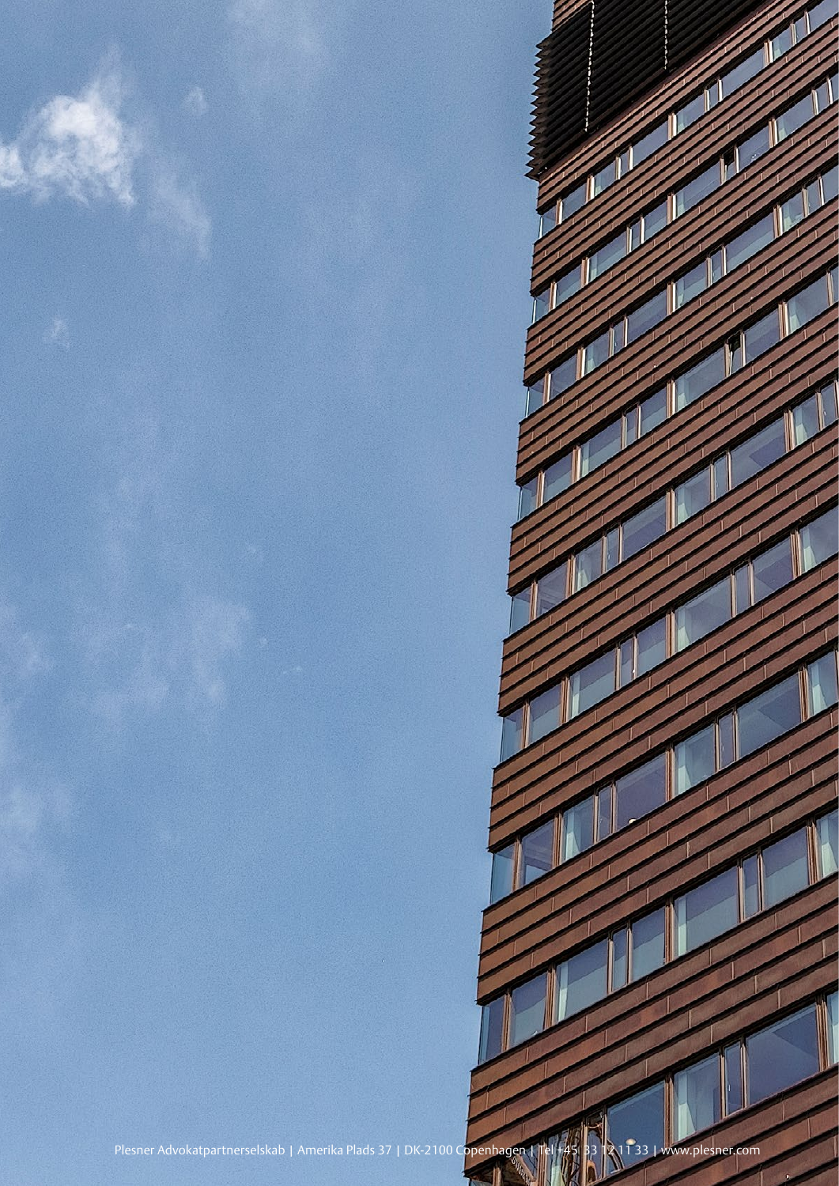Plesner Advokatpartnerselskab | Amerika Plads 37 | DK-2100 Copenhagen | Tel +45 33 12 11 33 | www.plesner.com